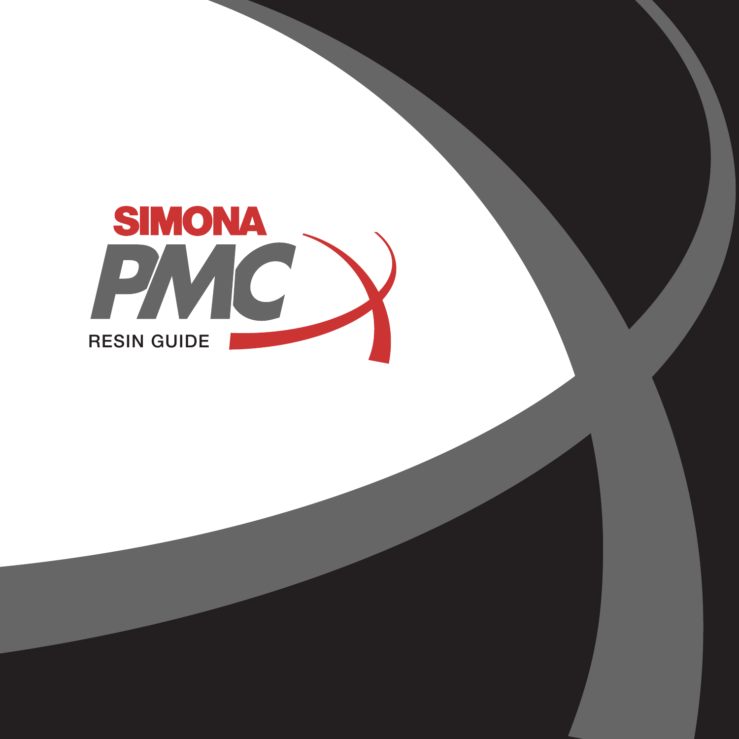# SIMONA PMC

## RESIN GUIDE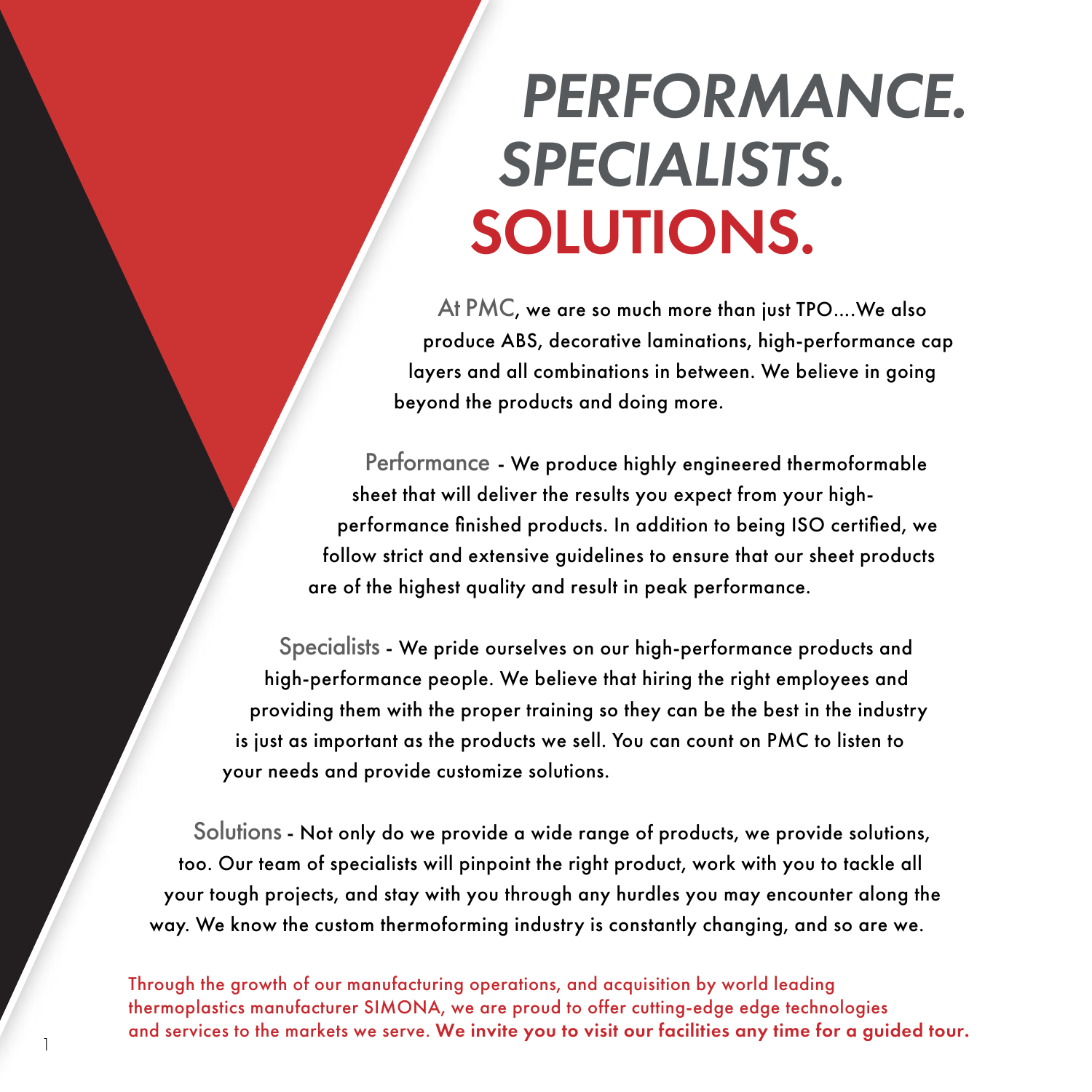# *PERFORMANCE.* *SPECIALISTS.* SOLUTIONS.

At PMC, we are so much more than just TPO....We also produce ABS, decorative laminations, high-performance cap layers and all combinations in between. We believe in going beyond the products and doing more.

Performance - We produce highly engineered thermoformable sheet that will deliver the results you expect from your high-performance finished products. In addition to being ISO certified, we follow strict and extensive guidelines to ensure that our sheet products are of the highest quality and result in peak performance.

Specialists - We pride ourselves on our high-performance products and high-performance people. We believe that hiring the right employees and providing them with the proper training so they can be the best in the industry is just as important as the products we sell. You can count on PMC to listen to your needs and provide customize solutions.

Solutions - Not only do we provide a wide range of products, we provide solutions, too. Our team of specialists will pinpoint the right product, work with you to tackle all your tough projects, and stay with you through any hurdles you may encounter along the way. We know the custom thermoforming industry is constantly changing, and so are we.

Through the growth of our manufacturing operations, and acquisition by world leading thermoplastics manufacturer SIMONA, we are proud to offer cutting-edge edge technologies and services to the markets we serve. **We invite you to visit our facilities any time for a guided tour.**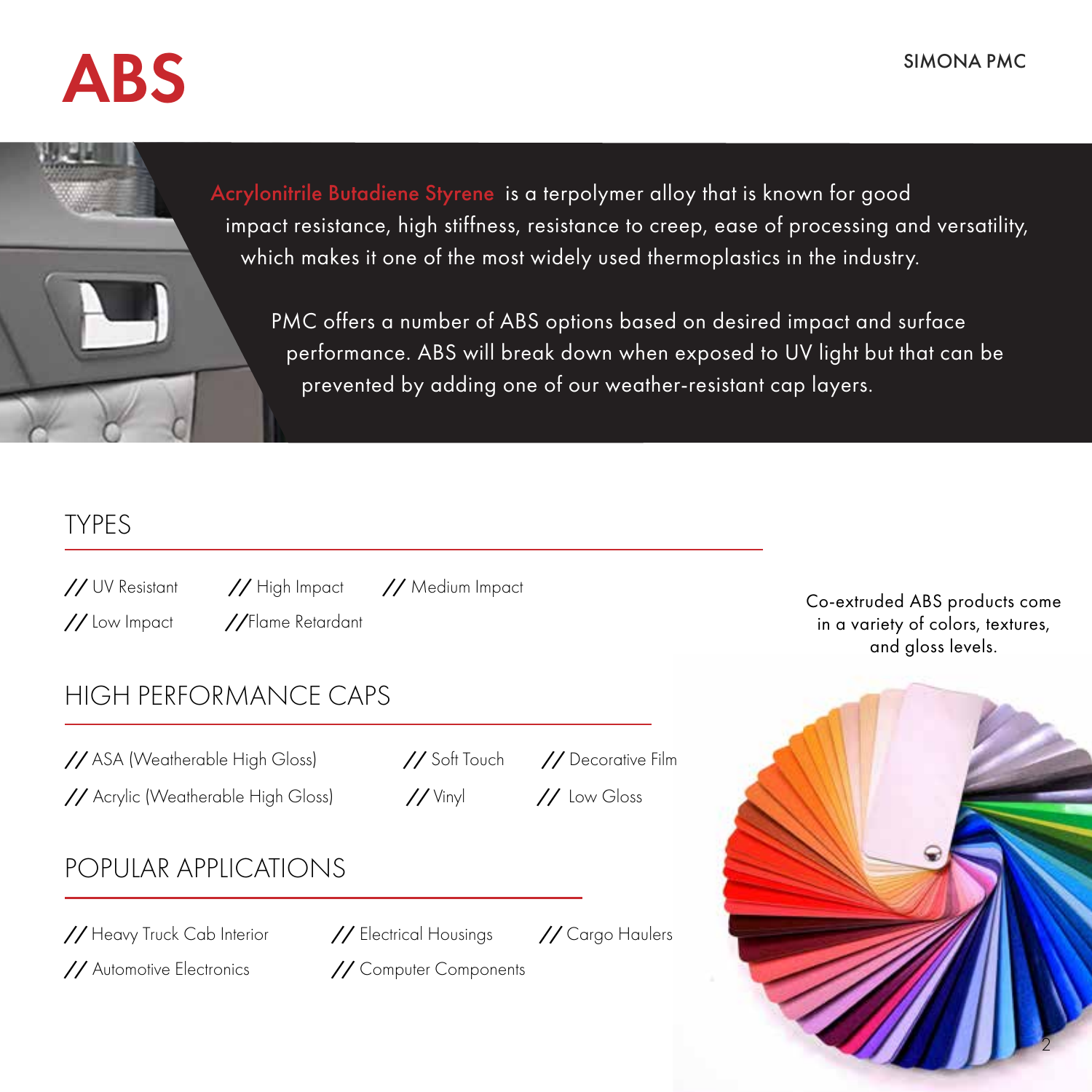# ABS

Acrylonitrile Butadiene Styrene is a terpolymer alloy that is known for good impact resistance, high stiffness, resistance to creep, ease of processing and versatility, which makes it one of the most widely used thermoplastics in the industry.

PMC offers a number of ABS options based on desired impact and surface performance. ABS will break down when exposed to UV light but that can be prevented by adding one of our weather-resistant cap layers.

## TYPES

- // UV Resistant
- // High Impact
- // Medium Impact
- // Low Impact
- //Flame Retardant

## HIGH PERFORMANCE CAPS

- // ASA (Weatherable High Gloss)
- // Soft Touch
- // Decorative Film
- // Acrylic (Weatherable High Gloss)
- // Vinyl
- // Low Gloss

## POPULAR APPLICATIONS

- // Heavy Truck Cab Interior
- // Electrical Housings
- // Cargo Haulers
- // Automotive Electronics
- // Computer Components

Co-extruded ABS products come in a variety of colors, textures, and gloss levels.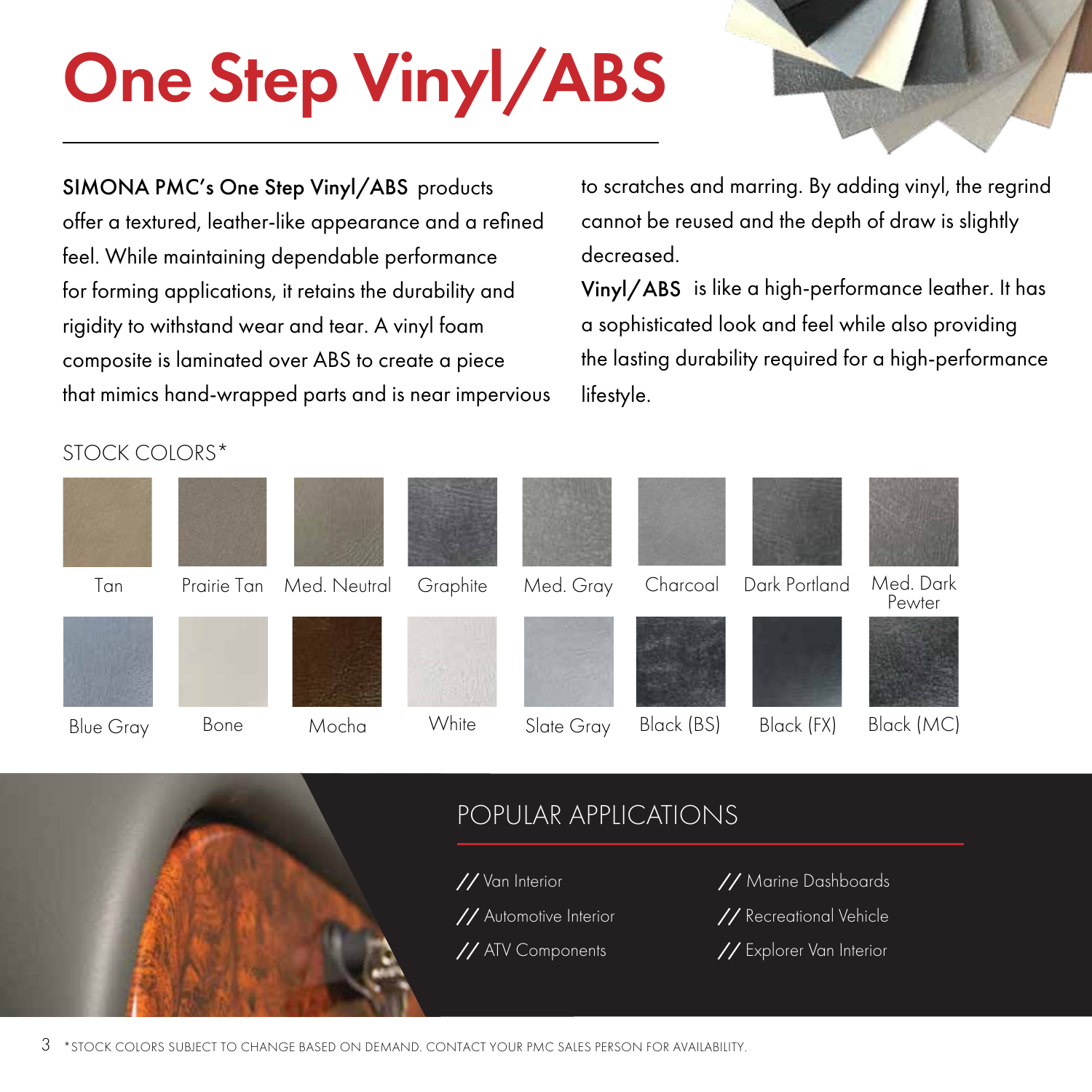# One Step Vinyl/ABS

**SIMONA PMC's One Step Vinyl/ABS** products offer a textured, leather-like appearance and a refined feel. While maintaining dependable performance for forming applications, it retains the durability and rigidity to withstand wear and tear. A vinyl foam composite is laminated over ABS to create a piece that mimics hand-wrapped parts and is near impervious to scratches and marring. By adding vinyl, the regrind cannot be reused and the depth of draw is slightly decreased.

**Vinyl/ABS** is like a high-performance leather. It has a sophisticated look and feel while also providing the lasting durability required for a high-performance lifestyle.

STOCK COLORS*

| | | | | | | | |
|---|---|---|---|---|---|---|---|
| Tan | Prairie Tan | Med. Neutral | Graphite | Med. Gray | Charcoal | Dark Portland | Med. Dark Pewter |
| Blue Gray | Bone | Mocha | White | Slate Gray | Black (BS) | Black (FX) | Black (MC) |

## POPULAR APPLICATIONS

- // Van Interior
- // Automotive Interior
- // ATV Components
- // Marine Dashboards
- // Recreational Vehicle
- // Explorer Van Interior

*STOCK COLORS SUBJECT TO CHANGE BASED ON DEMAND. CONTACT YOUR PMC SALES PERSON FOR AVAILABILITY.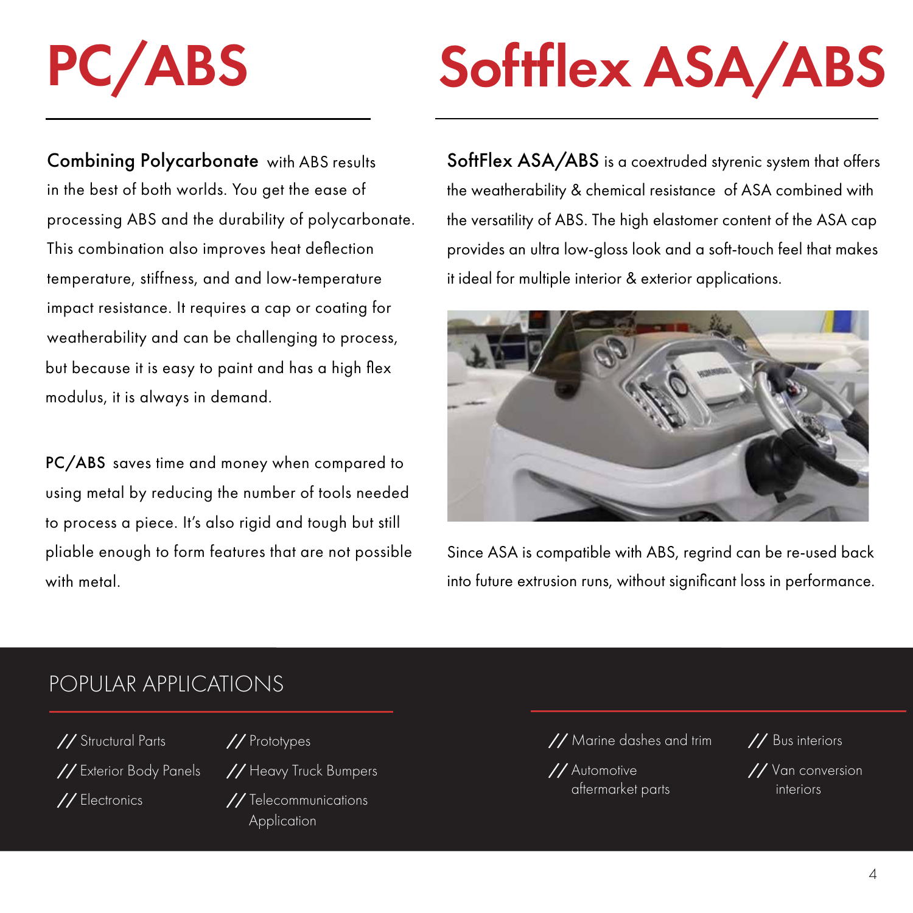# PC/ABS

**Combining Polycarbonate** with ABS results in the best of both worlds. You get the ease of processing ABS and the durability of polycarbonate. This combination also improves heat deflection temperature, stiffness, and and low-temperature impact resistance. It requires a cap or coating for weatherability and can be challenging to process, but because it is easy to paint and has a high flex modulus, it is always in demand.

**PC/ABS** saves time and money when compared to using metal by reducing the number of tools needed to process a piece. It's also rigid and tough but still pliable enough to form features that are not possible with metal.

# Softflex ASA/ABS

**SoftFlex ASA/ABS** is a coextruded styrenic system that offers the weatherability & chemical resistance of ASA combined with the versatility of ABS. The high elastomer content of the ASA cap provides an ultra low-gloss look and a soft-touch feel that makes it ideal for multiple interior & exterior applications.

Since ASA is compatible with ABS, regrind can be re-used back into future extrusion runs, without significant loss in performance.

## POPULAR APPLICATIONS

**PC/ABS**

- // Structural Parts
- // Exterior Body Panels
- // Electronics
- // Prototypes
- // Heavy Truck Bumpers
- // Telecommunications Application

**Softflex ASA/ABS**

- // Marine dashes and trim
- // Automotive aftermarket parts
- // Bus interiors
- // Van conversion interiors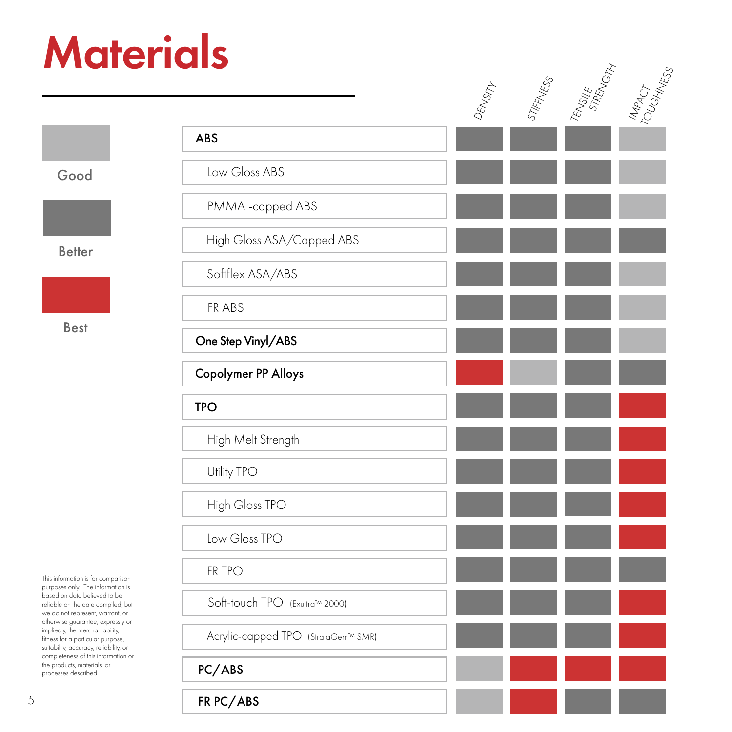# Materials

Legend:

- Good (light gray)
- Better (dark gray)
- Best (red)

| Material | Density | Stiffness | Tensile Strength | Impact Toughness |
|---|---|---|---|---|
| **ABS** | Better | Better | Better | Good |
| Low Gloss ABS | Better | Better | Better | Good |
| PMMA -capped ABS | Better | Better | Better | Good |
| High Gloss ASA/Capped ABS | Better | Better | Better | Better |
| Softflex ASA/ABS | Better | Better | Better | Good |
| FR ABS | Better | Better | Better | Good |
| **One Step Vinyl/ABS** | Better | Better | Better | Good |
| **Copolymer PP Alloys** | Best | Good | Better | Better |
| **TPO** | Better | Better | Better | Best |
| High Melt Strength | Better | Better | Better | Best |
| Utility TPO | Better | Better | Better | Best |
| High Gloss TPO | Better | Better | Better | Best |
| Low Gloss TPO | Better | Better | Better | Best |
| FR TPO | Better | Better | Better | Better |
| Soft-touch TPO (Exultra™ 2000) | Better | Better | Better | Best |
| Acrylic-capped TPO (StrataGem™ SMR) | Better | Better | Better | Best |
| **PC/ABS** | Good | Best | Best | Best |
| **FR PC/ABS** | Good | Best | Better | Better |

This information is for comparison purposes only. The information is based on data believed to be reliable on the date compiled, but we do not represent, warrant, or otherwise guarantee, expressly or impliedly, the merchantability, fitness for a particular purpose, suitability, accuracy, reliability, or completeness of this information or the products, materials, or processes described.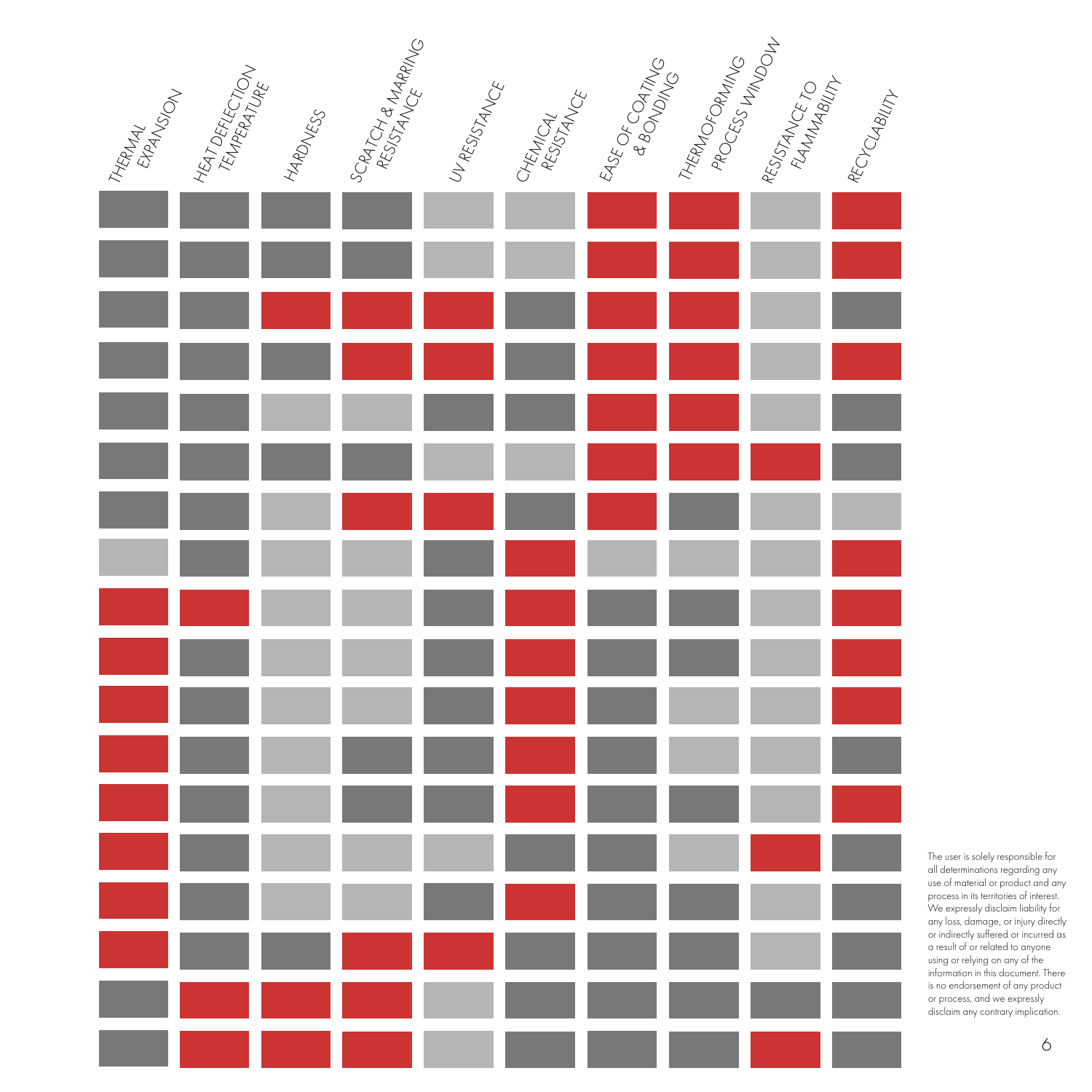THERMAL EXPANSION

HEAT DEFLECTION TEMPERATURE

HARDNESS

SCRATCH & MARRING RESISTANCE

UV RESISTANCE

CHEMICAL RESISTANCE

EASE OF COATING & BONDING

THERMOFORMING PROCESS WINDOW

RESISTANCE TO FLAMMABILITY

RECYCLABILITY

The user is solely responsible for all determinations regarding any use of material or product and any process in its territories of interest. We expressly disclaim liability for any loss, damage, or injury directly or indirectly suffered or incurred as a result of or related to anyone using or relying on any of the information in this document. There is no endorsement of any product or process, and we expressly disclaim any contrary implication.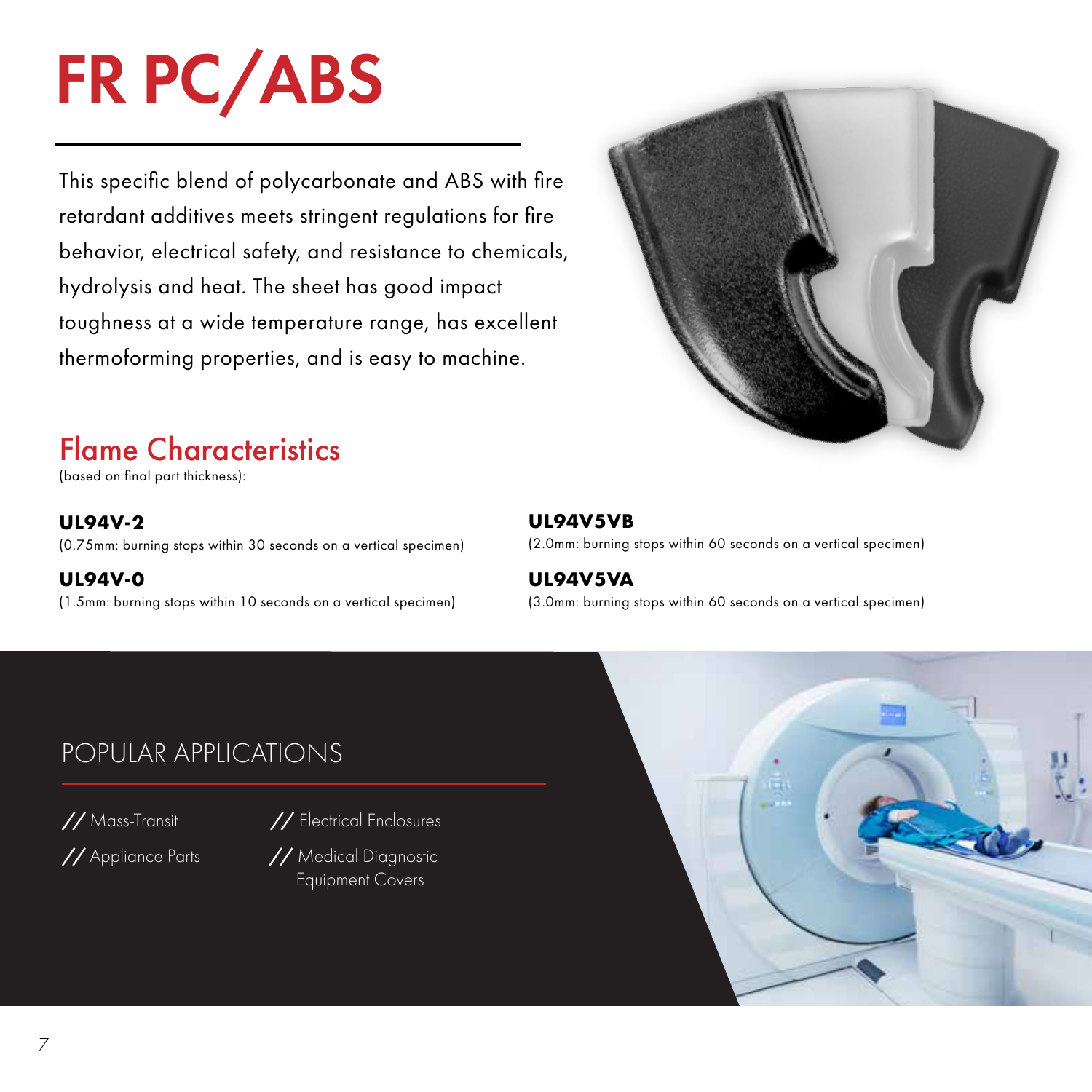# FR PC/ABS

This specific blend of polycarbonate and ABS with fire retardant additives meets stringent regulations for fire behavior, electrical safety, and resistance to chemicals, hydrolysis and heat. The sheet has good impact toughness at a wide temperature range, has excellent thermoforming properties, and is easy to machine.

## Flame Characteristics

(based on final part thickness):

**UL94V-2**
(0.75mm: burning stops within 30 seconds on a vertical specimen)

**UL94V-0**
(1.5mm: burning stops within 10 seconds on a vertical specimen)

**UL94V5VB**
(2.0mm: burning stops within 60 seconds on a vertical specimen)

**UL94V5VA**
(3.0mm: burning stops within 60 seconds on a vertical specimen)

## POPULAR APPLICATIONS

- // Mass-Transit
- // Appliance Parts
- // Electrical Enclosures
- // Medical Diagnostic Equipment Covers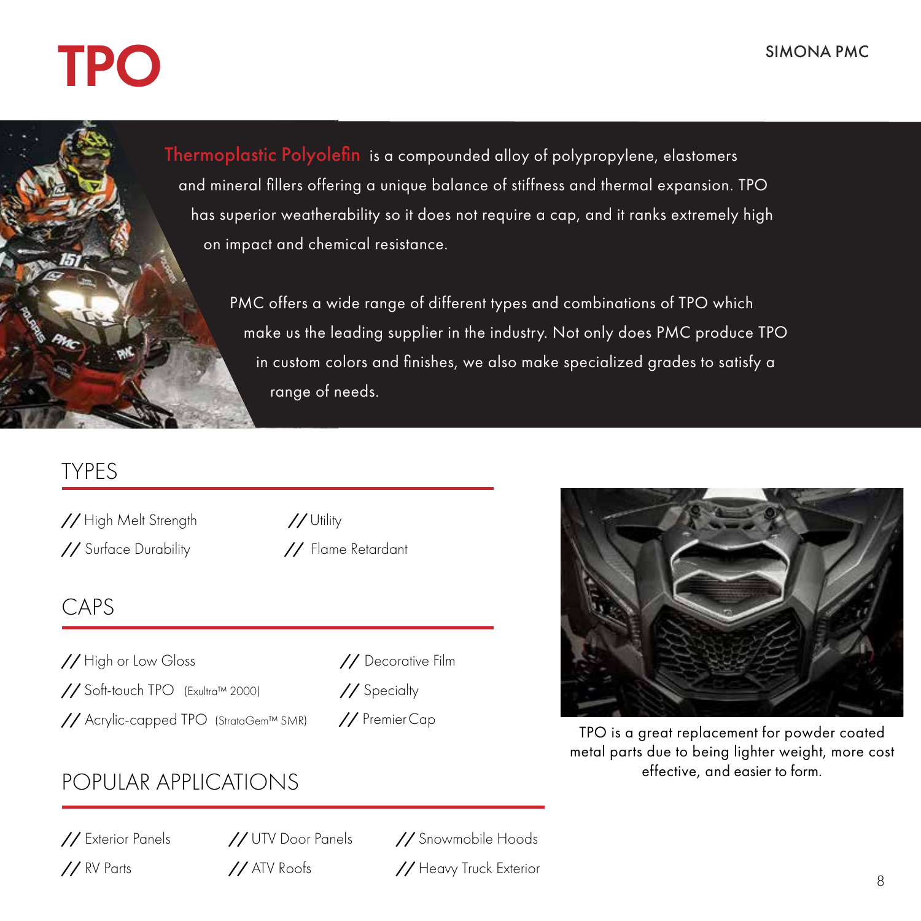# TPO

**Thermoplastic Polyolefin** is a compounded alloy of polypropylene, elastomers and mineral fillers offering a unique balance of stiffness and thermal expansion. TPO has superior weatherability so it does not require a cap, and it ranks extremely high on impact and chemical resistance.

PMC offers a wide range of different types and combinations of TPO which make us the leading supplier in the industry. Not only does PMC produce TPO in custom colors and finishes, we also make specialized grades to satisfy a range of needs.

## TYPES

- // High Melt Strength
- // Surface Durability
- // Utility
- // Flame Retardant

## CAPS

- // High or Low Gloss
- // Soft-touch TPO (Exultra™ 2000)
- // Acrylic-capped TPO (StrataGem™ SMR)
- // Decorative Film
- // Specialty
- // Premier Cap

## POPULAR APPLICATIONS

- // Exterior Panels
- // RV Parts
- // UTV Door Panels
- // ATV Roofs
- // Snowmobile Hoods
- // Heavy Truck Exterior

TPO is a great replacement for powder coated metal parts due to being lighter weight, more cost effective, and easier to form.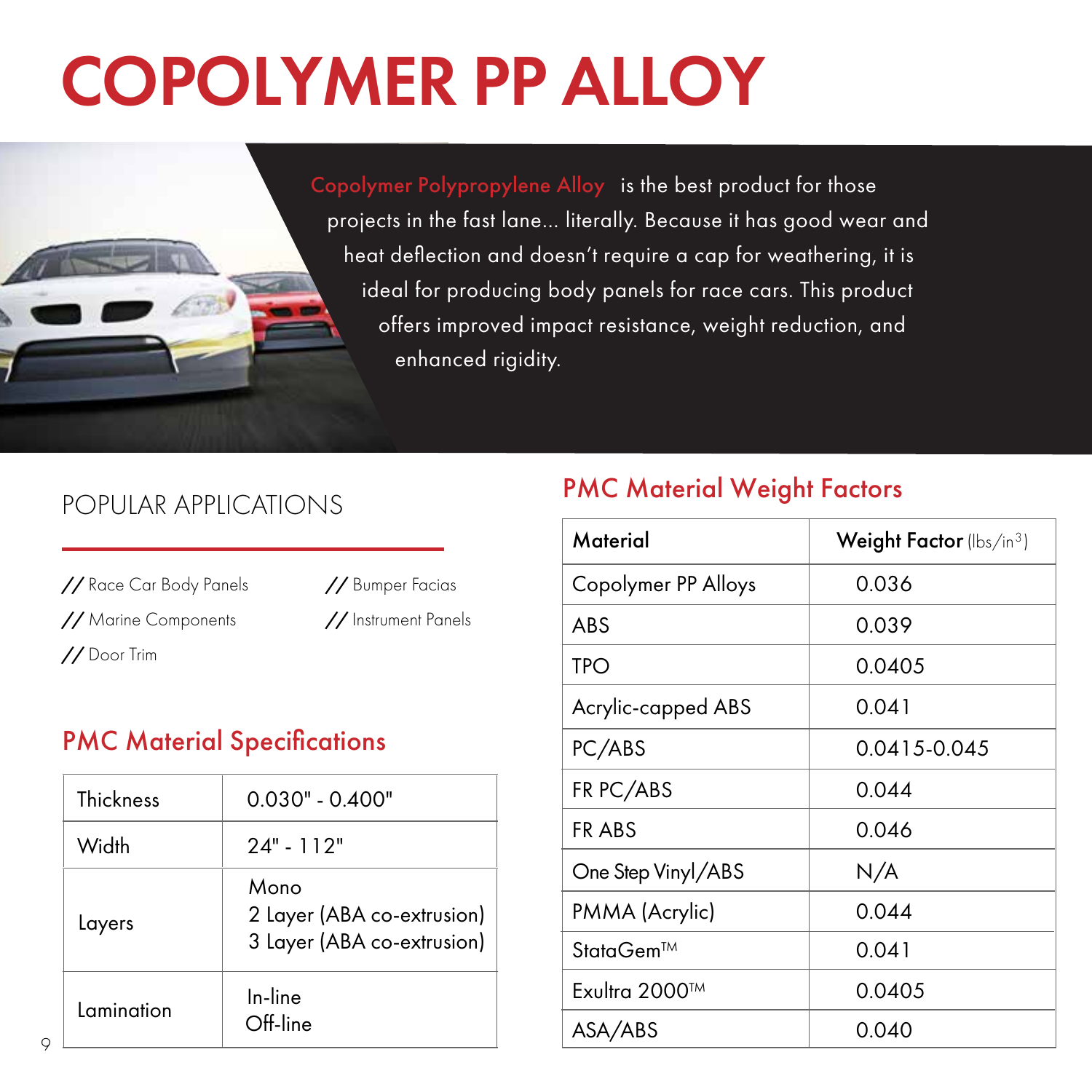# COPOLYMER PP ALLOY

Copolymer Polypropylene Alloy is the best product for those projects in the fast lane... literally. Because it has good wear and heat deflection and doesn't require a cap for weathering, it is ideal for producing body panels for race cars. This product offers improved impact resistance, weight reduction, and enhanced rigidity.

## POPULAR APPLICATIONS

- // Race Car Body Panels
- // Marine Components
- // Door Trim
- // Bumper Facias
- // Instrument Panels

## PMC Material Specifications

| | |
|---|---|
| Thickness | 0.030" - 0.400" |
| Width | 24" - 112" |
| Layers | Mono<br>2 Layer (ABA co-extrusion)<br>3 Layer (ABA co-extrusion) |
| Lamination | In-line<br>Off-line |

## PMC Material Weight Factors

| Material | Weight Factor (lbs/in$^3$) |
|---|---|
| Copolymer PP Alloys | 0.036 |
| ABS | 0.039 |
| TPO | 0.0405 |
| Acrylic-capped ABS | 0.041 |
| PC/ABS | 0.0415-0.045 |
| FR PC/ABS | 0.044 |
| FR ABS | 0.046 |
| One Step Vinyl/ABS | N/A |
| PMMA (Acrylic) | 0.044 |
| StataGem™ | 0.041 |
| Exultra 2000™ | 0.0405 |
| ASA/ABS | 0.040 |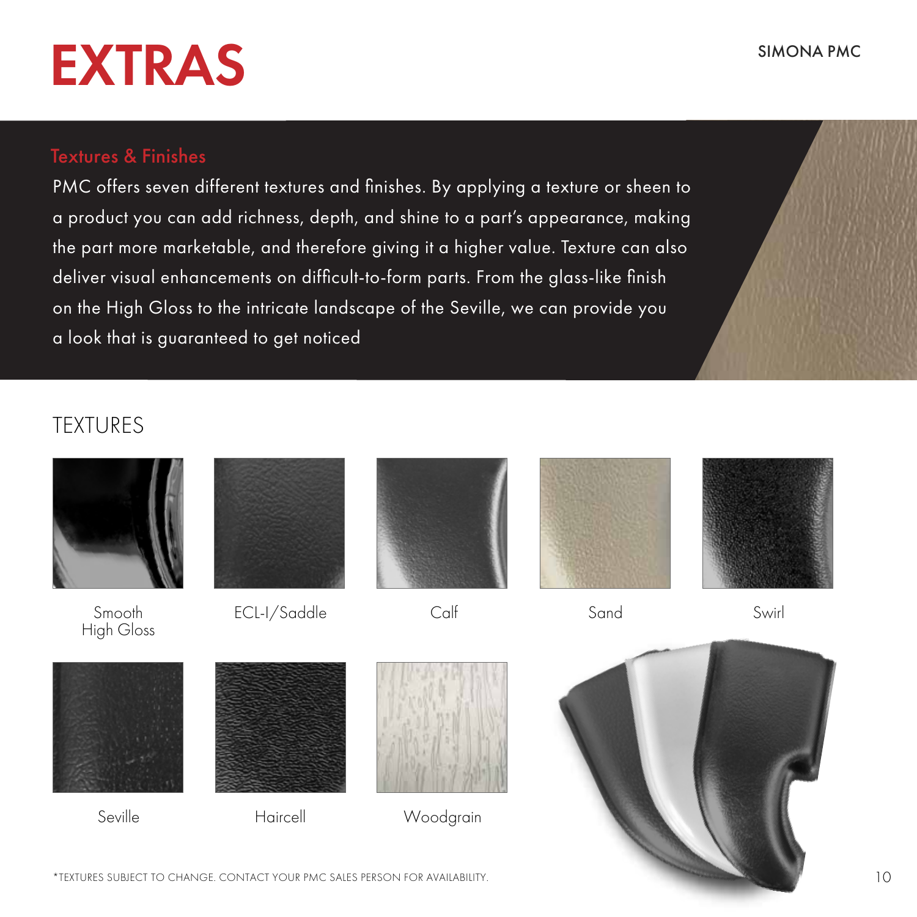# EXTRAS

## Textures & Finishes

PMC offers seven different textures and finishes. By applying a texture or sheen to a product you can add richness, depth, and shine to a part's appearance, making the part more marketable, and therefore giving it a higher value. Texture can also deliver visual enhancements on difficult-to-form parts. From the glass-like finish on the High Gloss to the intricate landscape of the Seville, we can provide you a look that is guaranteed to get noticed

### TEXTURES

- Smooth High Gloss
- ECL-I/Saddle
- Calf
- Sand
- Swirl
- Seville
- Haircell
- Woodgrain

*TEXTURES SUBJECT TO CHANGE. CONTACT YOUR PMC SALES PERSON FOR AVAILABILITY.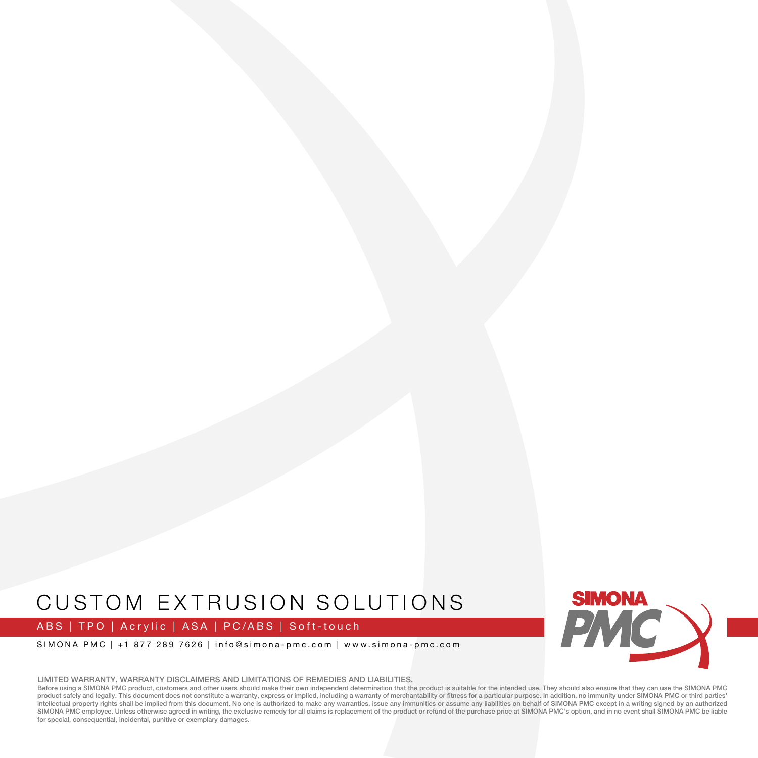# CUSTOM EXTRUSION SOLUTIONS

ABS | TPO | Acrylic | ASA | PC/ABS | Soft-touch

SIMONA PMC | +1 877 289 7626 | info@simona-pmc.com | www.simona-pmc.com

SIMONA PMC

**LIMITED WARRANTY, WARRANTY DISCLAIMERS AND LIMITATIONS OF REMEDIES AND LIABILITIES.**

Before using a SIMONA PMC product, customers and other users should make their own independent determination that the product is suitable for the intended use. They should also ensure that they can use the SIMONA PMC product safely and legally. This document does not constitute a warranty, express or implied, including a warranty of merchantability or fitness for a particular purpose. In addition, no immunity under SIMONA PMC or third parties' intellectual property rights shall be implied from this document. No one is authorized to make any warranties, issue any immunities or assume any liabilities on behalf of SIMONA PMC except in a writing signed by an authorized SIMONA PMC employee. Unless otherwise agreed in writing, the exclusive remedy for all claims is replacement of the product or refund of the purchase price at SIMONA PMC's option, and in no event shall SIMONA PMC be liable for special, consequential, incidental, punitive or exemplary damages.